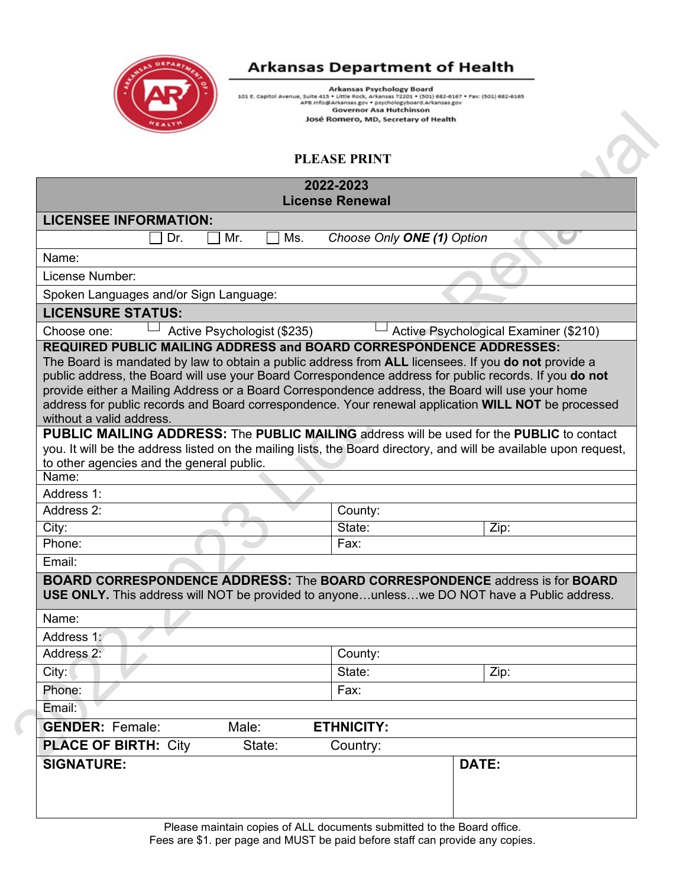# Arkansas Department of Health

**Arkansas Psychology Board**
101 E. Capitol Avenue, Suite 415 • Little Rock, Arkansas 72201 • (501) 682-6167 • Fax: (501) 682-6165
APB.Info@Arkansas.gov • psychologyboard.Arkansas.gov
**Governor Asa Hutchinson**
**José Romero, MD, Secretary of Health**

**PLEASE PRINT**

## 2022-2023 License Renewal

**LICENSEE INFORMATION:**

☐ Dr. ☐ Mr. ☐ Ms. *Choose Only **ONE (1)** Option*

Name:

License Number:

Spoken Languages and/or Sign Language:

**LICENSURE STATUS:**

Choose one: ☐ Active Psychologist ($235) ☐ Active Psychological Examiner ($210)

**REQUIRED PUBLIC MAILING ADDRESS and BOARD CORRESPONDENCE ADDRESSES:**
The Board is mandated by law to obtain a public address from **ALL** licensees. If you **do not** provide a public address, the Board will use your Board Correspondence address for public records. If you **do not** provide either a Mailing Address or a Board Correspondence address, the Board will use your home address for public records and Board correspondence. Your renewal application **WILL NOT** be processed without a valid address.

**PUBLIC MAILING ADDRESS:** The **PUBLIC MAILING** address will be used for the **PUBLIC** to contact you. It will be the address listed on the mailing lists, the Board directory, and will be available upon request, to other agencies and the general public.

| Name: | | |
|---|---|---|
| Address 1: | | |
| Address 2: | County: | |
| City: | State: | Zip: |
| Phone: | Fax: | |
| Email: | | |

**BOARD CORRESPONDENCE ADDRESS:** The **BOARD CORRESPONDENCE** address is for **BOARD USE ONLY.** This address will NOT be provided to anyone…unless…we DO NOT have a Public address.

| Name: | | |
|---|---|---|
| Address 1: | | |
| Address 2: | County: | |
| City: | State: | Zip: |
| Phone: | Fax: | |
| Email: | | |

**GENDER:** Female: Male: **ETHNICITY:**

**PLACE OF BIRTH:** City State: Country:

| **SIGNATURE:** | **DATE:** |
|---|---|
| | |

Please maintain copies of ALL documents submitted to the Board office.
Fees are $1. per page and MUST be paid before staff can provide any copies.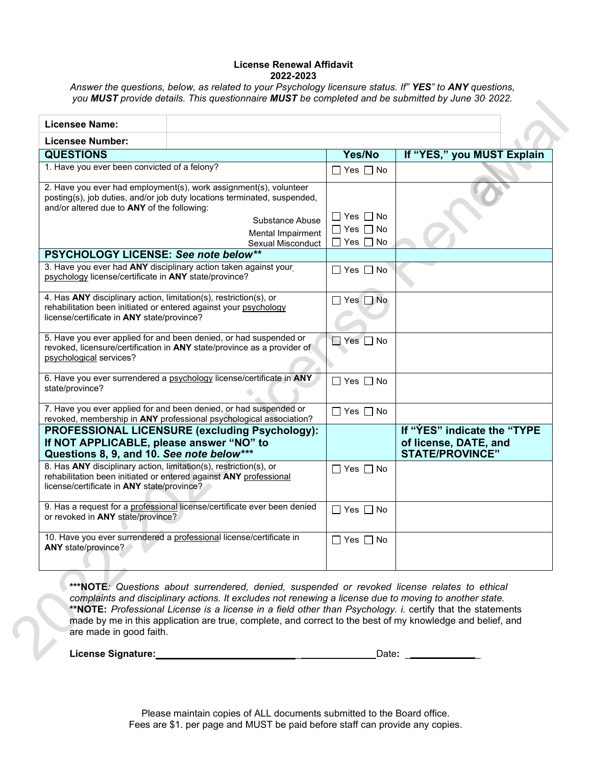**License Renewal Affidavit**
**2022-2023**

*Answer the questions, below, as related to your Psychology licensure status. If" **YES**" to **ANY** questions, you **MUST** provide details. This questionnaire **MUST** be completed and be submitted by June 30, 2022.*

| **Licensee Name:** | |
|---|---|
| **Licensee Number:** | |

| **QUESTIONS** | **Yes/No** | **If "YES," you MUST Explain** |
|---|---|---|
| 1. Have you ever been convicted of a felony? | ☐ Yes ☐ No | |
| 2. Have you ever had employment(s), work assignment(s), volunteer posting(s), job duties, and/or job duty locations terminated, suspended, and/or altered due to **ANY** of the following: | | |
| Substance Abuse | ☐ Yes ☐ No | |
| Mental Impairment | ☐ Yes ☐ No | |
| Sexual Misconduct | ☐ Yes ☐ No | |
| **PSYCHOLOGY LICENSE:** ***See note below**** | | |
| 3. Have you ever had **ANY** disciplinary action taken against your psychology license/certificate in **ANY** state/province? | ☐ Yes ☐ No | |
| 4. Has **ANY** disciplinary action, limitation(s), restriction(s), or rehabilitation been initiated or entered against your psychology license/certificate in **ANY** state/province? | ☐ Yes ☐ No | |
| 5. Have you ever applied for and been denied, or had suspended or revoked, licensure/certification in **ANY** state/province as a provider of psychological services? | ☐ Yes ☐ No | |
| 6. Have you ever surrendered a psychology license/certificate in **ANY** state/province? | ☐ Yes ☐ No | |
| 7. Have you ever applied for and been denied, or had suspended or revoked, membership in **ANY** professional psychological association? | ☐ Yes ☐ No | |
| **PROFESSIONAL LICENSURE (excluding Psychology): If NOT APPLICABLE, please answer "NO" to Questions 8, 9, and 10.** ***See note below***** | | **If "YES" indicate the "TYPE of license, DATE, and STATE/PROVINCE"** |
| 8. Has **ANY** disciplinary action, limitation(s), restriction(s), or rehabilitation been initiated or entered against **ANY** professional license/certificate in **ANY** state/province? | ☐ Yes ☐ No | |
| 9. Has a request for a professional license/certificate ever been denied or revoked in **ANY** state/province? | ☐ Yes ☐ No | |
| 10. Have you ever surrendered a professional license/certificate in **ANY** state/province? | ☐ Yes ☐ No | |

*****NOTE***: *Questions about surrendered, denied, suspended or revoked license relates to ethical complaints and disciplinary actions. It excludes not renewing a license due to moving to another state.*
****NOTE:** *Professional License is a license in a field other than Psychology. i.* certify that the statements made by me in this application are true, complete, and correct to the best of my knowledge and belief, and are made in good faith.

**License Signature:**_______________________________________ **Date:** _____________

Please maintain copies of ALL documents submitted to the Board office.
Fees are $1. per page and MUST be paid before staff can provide any copies.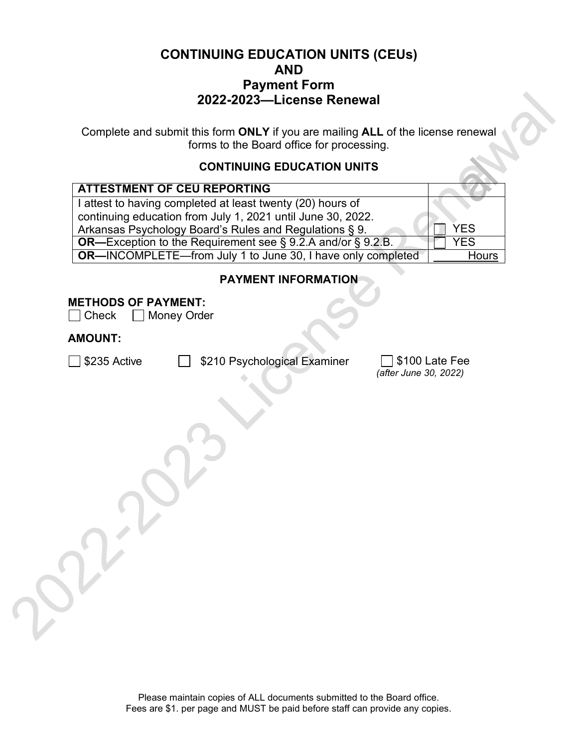# CONTINUING EDUCATION UNITS (CEUs) AND Payment Form 2022-2023—License Renewal

Complete and submit this form **ONLY** if you are mailing **ALL** of the license renewal forms to the Board office for processing.

## CONTINUING EDUCATION UNITS

| **ATTESTMENT OF CEU REPORTING** | |
|---|---|
| I attest to having completed at least twenty (20) hours of continuing education from July 1, 2021 until June 30, 2022. Arkansas Psychology Board's Rules and Regulations § 9. | ☐ YES |
| **OR—**Exception to the Requirement see § 9.2.A and/or § 9.2.B. | ☐ YES |
| **OR—**INCOMPLETE—from July 1 to June 30, I have only completed | ______ Hours |

## PAYMENT INFORMATION

**METHODS OF PAYMENT:**

☐ Check ☐ Money Order

**AMOUNT:**

☐ $235 Active ☐ $210 Psychological Examiner ☐ $100 Late Fee *(after June 30, 2022)*

Please maintain copies of ALL documents submitted to the Board office.
Fees are $1. per page and MUST be paid before staff can provide any copies.